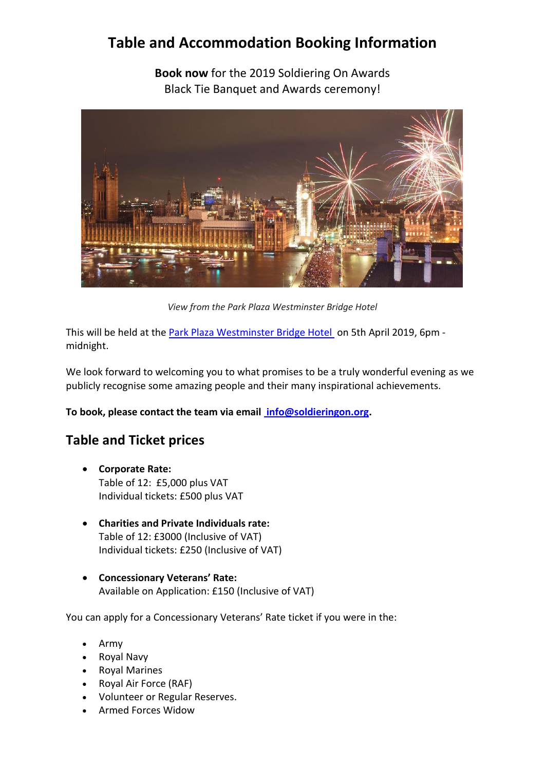# Table and Accommodation Booking Information

**Book now** for the 2019 Soldiering On Awards
Black Tie Banquet and Awards ceremony!

*View from the Park Plaza Westminster Bridge Hotel*

This will be held at the Park Plaza Westminster Bridge Hotel on 5th April 2019, 6pm - midnight.

We look forward to welcoming you to what promises to be a truly wonderful evening as we publicly recognise some amazing people and their many inspirational achievements.

**To book, please contact the team via email info@soldieringon.org.**

## Table and Ticket prices

- **Corporate Rate:**
  Table of 12: £5,000 plus VAT
  Individual tickets: £500 plus VAT

- **Charities and Private Individuals rate:**
  Table of 12: £3000 (Inclusive of VAT)
  Individual tickets: £250 (Inclusive of VAT)

- **Concessionary Veterans' Rate:**
  Available on Application: £150 (Inclusive of VAT)

You can apply for a Concessionary Veterans' Rate ticket if you were in the:

- Army
- Royal Navy
- Royal Marines
- Royal Air Force (RAF)
- Volunteer or Regular Reserves.
- Armed Forces Widow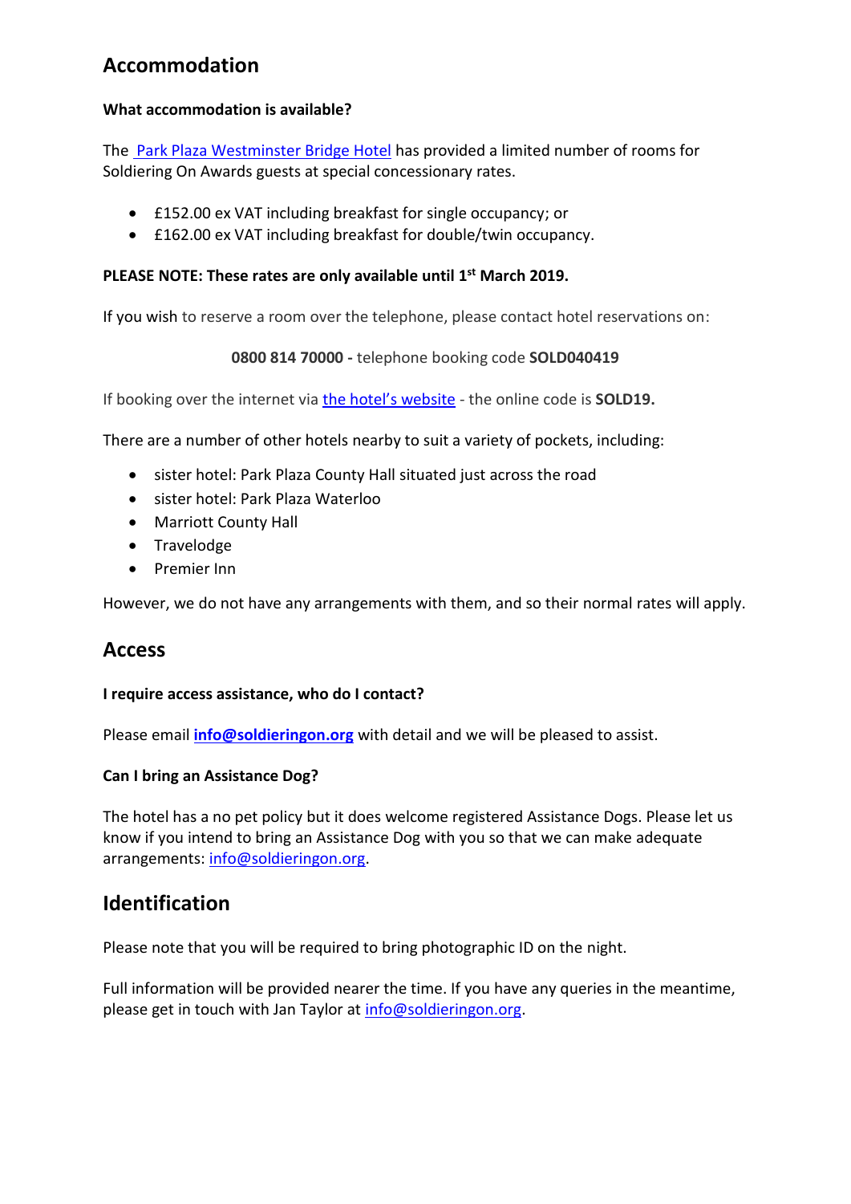## Accommodation

**What accommodation is available?**

The Park Plaza Westminster Bridge Hotel has provided a limited number of rooms for Soldiering On Awards guests at special concessionary rates.

- £152.00 ex VAT including breakfast for single occupancy; or
- £162.00 ex VAT including breakfast for double/twin occupancy.

**PLEASE NOTE: These rates are only available until 1st March 2019.**

If you wish to reserve a room over the telephone, please contact hotel reservations on:

**0800 814 70000 -** telephone booking code **SOLD040419**

If booking over the internet via the hotel's website - the online code is **SOLD19.**

There are a number of other hotels nearby to suit a variety of pockets, including:

- sister hotel: Park Plaza County Hall situated just across the road
- sister hotel: Park Plaza Waterloo
- Marriott County Hall
- Travelodge
- Premier Inn

However, we do not have any arrangements with them, and so their normal rates will apply.

## Access

**I require access assistance, who do I contact?**

Please email **info@soldieringon.org** with detail and we will be pleased to assist.

**Can I bring an Assistance Dog?**

The hotel has a no pet policy but it does welcome registered Assistance Dogs. Please let us know if you intend to bring an Assistance Dog with you so that we can make adequate arrangements: info@soldieringon.org.

## Identification

Please note that you will be required to bring photographic ID on the night.

Full information will be provided nearer the time. If you have any queries in the meantime, please get in touch with Jan Taylor at info@soldieringon.org.